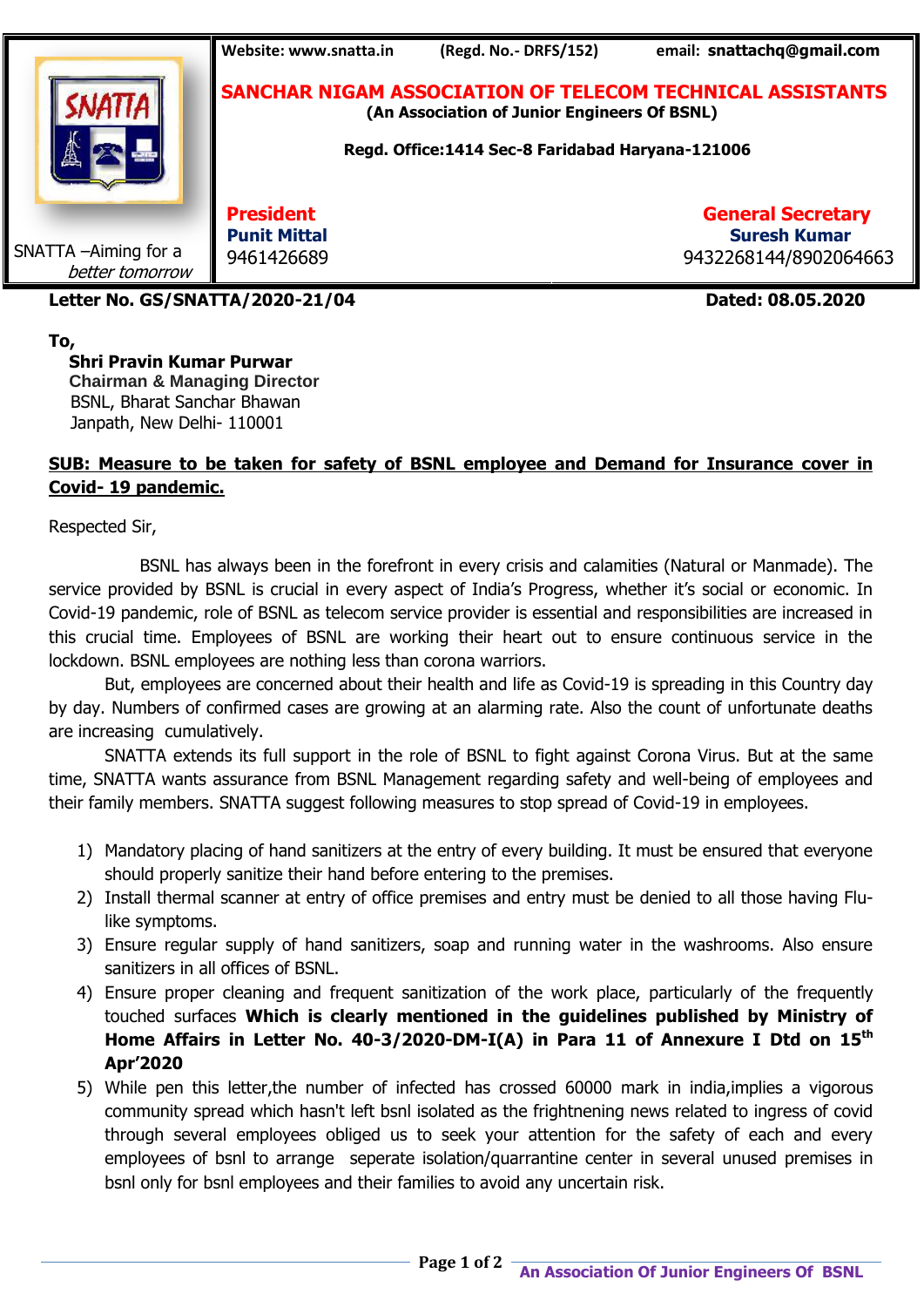Website: www.snatta.in (Regd. No.- DRFS/152) email: snattachq@gmail.com

# SANCHAR NIGAM ASSOCIATION OF TELECOM TECHNICAL ASSISTANTS

**(An Association of Junior Engineers Of BSNL)**

**Regd. Office:1414 Sec-8 Faridabad Haryana-121006**

SNATTA –Aiming for a *better tomorrow*

| **President** | **General Secretary** |
|---|---|
| **Punit Mittal** | **Suresh Kumar** |
| 9461426689 | 9432268144/8902064663 |

**Letter No. GS/SNATTA/2020-21/04** **Dated: 08.05.2020**

**To,**
**Shri Pravin Kumar Purwar**
**Chairman & Managing Director**
BSNL, Bharat Sanchar Bhawan
Janpath, New Delhi- 110001

**SUB: Measure to be taken for safety of BSNL employee and Demand for Insurance cover in Covid- 19 pandemic.**

Respected Sir,

BSNL has always been in the forefront in every crisis and calamities (Natural or Manmade). The service provided by BSNL is crucial in every aspect of India's Progress, whether it's social or economic. In Covid-19 pandemic, role of BSNL as telecom service provider is essential and responsibilities are increased in this crucial time. Employees of BSNL are working their heart out to ensure continuous service in the lockdown. BSNL employees are nothing less than corona warriors.

But, employees are concerned about their health and life as Covid-19 is spreading in this Country day by day. Numbers of confirmed cases are growing at an alarming rate. Also the count of unfortunate deaths are increasing cumulatively.

SNATTA extends its full support in the role of BSNL to fight against Corona Virus. But at the same time, SNATTA wants assurance from BSNL Management regarding safety and well-being of employees and their family members. SNATTA suggest following measures to stop spread of Covid-19 in employees.

1) Mandatory placing of hand sanitizers at the entry of every building. It must be ensured that everyone should properly sanitize their hand before entering to the premises.
2) Install thermal scanner at entry of office premises and entry must be denied to all those having Flu-like symptoms.
3) Ensure regular supply of hand sanitizers, soap and running water in the washrooms. Also ensure sanitizers in all offices of BSNL.
4) Ensure proper cleaning and frequent sanitization of the work place, particularly of the frequently touched surfaces **Which is clearly mentioned in the guidelines published by Ministry of Home Affairs in Letter No. 40-3/2020-DM-I(A) in Para 11 of Annexure I Dtd on 15th Apr'2020**
5) While pen this letter,the number of infected has crossed 60000 mark in india,implies a vigorous community spread which hasn't left bsnl isolated as the frightnening news related to ingress of covid through several employees obliged us to seek your attention for the safety of each and every employees of bsnl to arrange seperate isolation/quarrantine center in several unused premises in bsnl only for bsnl employees and their families to avoid any uncertain risk.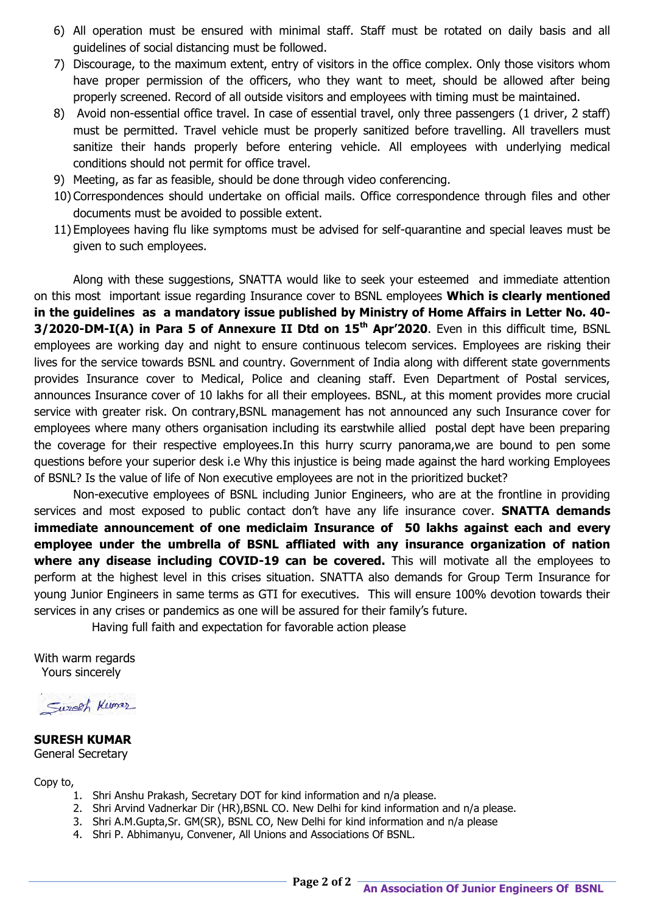6) All operation must be ensured with minimal staff. Staff must be rotated on daily basis and all guidelines of social distancing must be followed.
7) Discourage, to the maximum extent, entry of visitors in the office complex. Only those visitors whom have proper permission of the officers, who they want to meet, should be allowed after being properly screened. Record of all outside visitors and employees with timing must be maintained.
8) Avoid non-essential office travel. In case of essential travel, only three passengers (1 driver, 2 staff) must be permitted. Travel vehicle must be properly sanitized before travelling. All travellers must sanitize their hands properly before entering vehicle. All employees with underlying medical conditions should not permit for office travel.
9) Meeting, as far as feasible, should be done through video conferencing.
10) Correspondences should undertake on official mails. Office correspondence through files and other documents must be avoided to possible extent.
11) Employees having flu like symptoms must be advised for self-quarantine and special leaves must be given to such employees.

Along with these suggestions, SNATTA would like to seek your esteemed and immediate attention on this most important issue regarding Insurance cover to BSNL employees **Which is clearly mentioned in the guidelines as a mandatory issue published by Ministry of Home Affairs in Letter No. 40-3/2020-DM-I(A) in Para 5 of Annexure II Dtd on 15th Apr'2020**. Even in this difficult time, BSNL employees are working day and night to ensure continuous telecom services. Employees are risking their lives for the service towards BSNL and country. Government of India along with different state governments provides Insurance cover to Medical, Police and cleaning staff. Even Department of Postal services, announces Insurance cover of 10 lakhs for all their employees. BSNL, at this moment provides more crucial service with greater risk. On contrary,BSNL management has not announced any such Insurance cover for employees where many others organisation including its earstwhile allied postal dept have been preparing the coverage for their respective employees.In this hurry scurry panorama,we are bound to pen some questions before your superior desk i.e Why this injustice is being made against the hard working Employees of BSNL? Is the value of life of Non executive employees are not in the prioritized bucket?

Non-executive employees of BSNL including Junior Engineers, who are at the frontline in providing services and most exposed to public contact don't have any life insurance cover. **SNATTA demands immediate announcement of one mediclaim Insurance of 50 lakhs against each and every employee under the umbrella of BSNL affliated with any insurance organization of nation where any disease including COVID-19 can be covered.** This will motivate all the employees to perform at the highest level in this crises situation. SNATTA also demands for Group Term Insurance for young Junior Engineers in same terms as GTI for executives. This will ensure 100% devotion towards their services in any crises or pandemics as one will be assured for their family's future.

Having full faith and expectation for favorable action please

With warm regards
Yours sincerely

Suresh Kumar

**SURESH KUMAR**
General Secretary

Copy to,

1. Shri Anshu Prakash, Secretary DOT for kind information and n/a please.
2. Shri Arvind Vadnerkar Dir (HR),BSNL CO. New Delhi for kind information and n/a please.
3. Shri A.M.Gupta,Sr. GM(SR), BSNL CO, New Delhi for kind information and n/a please
4. Shri P. Abhimanyu, Convener, All Unions and Associations Of BSNL.